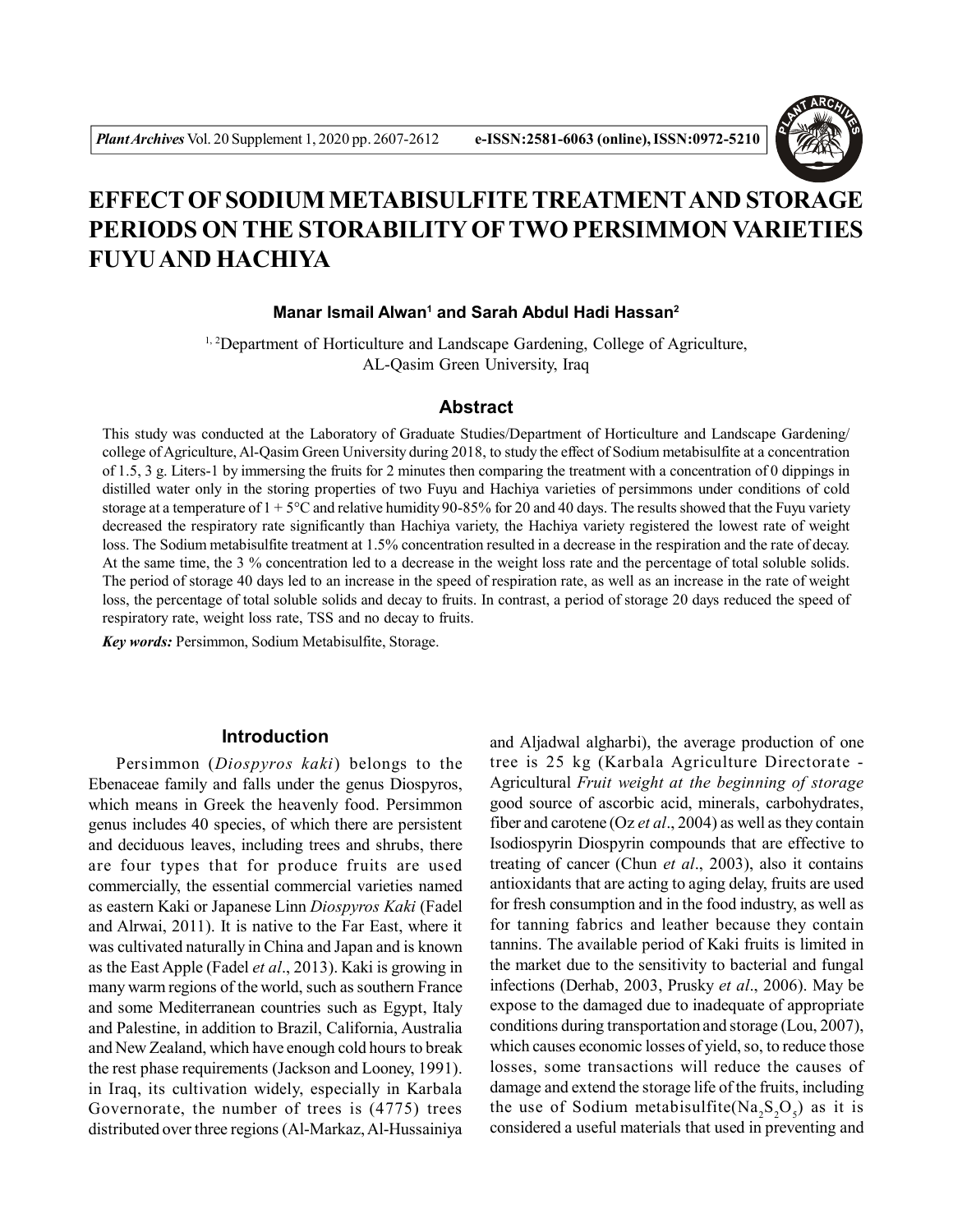# EFFECT OF SODIUM METABISULFITE TREATMENT AND STORAGE PERIODS ON THE STORABILITY OF TWO PERSIMMON VARIETIES FUYU AND HACHIYA

**Manar Ismail Alwan[1] and Sarah Abdul Hadi Hassan[2]**

[1, 2]Department of Horticulture and Landscape Gardening, College of Agriculture, AL-Qasim Green University, Iraq

## Abstract

This study was conducted at the Laboratory of Graduate Studies/Department of Horticulture and Landscape Gardening/ college of Agriculture, Al-Qasim Green University during 2018, to study the effect of Sodium metabisulfite at a concentration of 1.5, 3 g. Liters-1 by immersing the fruits for 2 minutes then comparing the treatment with a concentration of 0 dippings in distilled water only in the storing properties of two Fuyu and Hachiya varieties of persimmons under conditions of cold storage at a temperature of 1 + 5°C and relative humidity 90-85% for 20 and 40 days. The results showed that the Fuyu variety decreased the respiratory rate significantly than Hachiya variety, the Hachiya variety registered the lowest rate of weight loss. The Sodium metabisulfite treatment at 1.5% concentration resulted in a decrease in the respiration and the rate of decay. At the same time, the 3 % concentration led to a decrease in the weight loss rate and the percentage of total soluble solids. The period of storage 40 days led to an increase in the speed of respiration rate, as well as an increase in the rate of weight loss, the percentage of total soluble solids and decay to fruits. In contrast, a period of storage 20 days reduced the speed of respiratory rate, weight loss rate, TSS and no decay to fruits.

***Key words:*** Persimmon, Sodium Metabisulfite, Storage.

## Introduction

Persimmon (*Diospyros kaki*) belongs to the Ebenaceae family and falls under the genus Diospyros, which means in Greek the heavenly food. Persimmon genus includes 40 species, of which there are persistent and deciduous leaves, including trees and shrubs, there are four types that for produce fruits are used commercially, the essential commercial varieties named as eastern Kaki or Japanese Linn *Diospyros Kaki* (Fadel and Alrwai, 2011). It is native to the Far East, where it was cultivated naturally in China and Japan and is known as the East Apple (Fadel *et al*., 2013). Kaki is growing in many warm regions of the world, such as southern France and some Mediterranean countries such as Egypt, Italy and Palestine, in addition to Brazil, California, Australia and New Zealand, which have enough cold hours to break the rest phase requirements (Jackson and Looney, 1991). in Iraq, its cultivation widely, especially in Karbala Governorate, the number of trees is (4775) trees distributed over three regions (Al-Markaz, Al-Hussainiya and Aljadwal algharbi), the average production of one tree is 25 kg (Karbala Agriculture Directorate - Agricultural *Fruit weight at the beginning of storage* good source of ascorbic acid, minerals, carbohydrates, fiber and carotene (Oz *et al*., 2004) as well as they contain Isodiospyrin Diospyrin compounds that are effective to treating of cancer (Chun *et al*., 2003), also it contains antioxidants that are acting to aging delay, fruits are used for fresh consumption and in the food industry, as well as for tanning fabrics and leather because they contain tannins. The available period of Kaki fruits is limited in the market due to the sensitivity to bacterial and fungal infections (Derhab, 2003, Prusky *et al*., 2006). May be expose to the damaged due to inadequate of appropriate conditions during transportation and storage (Lou, 2007), which causes economic losses of yield, so, to reduce those losses, some transactions will reduce the causes of damage and extend the storage life of the fruits, including the use of Sodium metabisulfite($Na_2S_2O_5$) as it is considered a useful materials that used in preventing and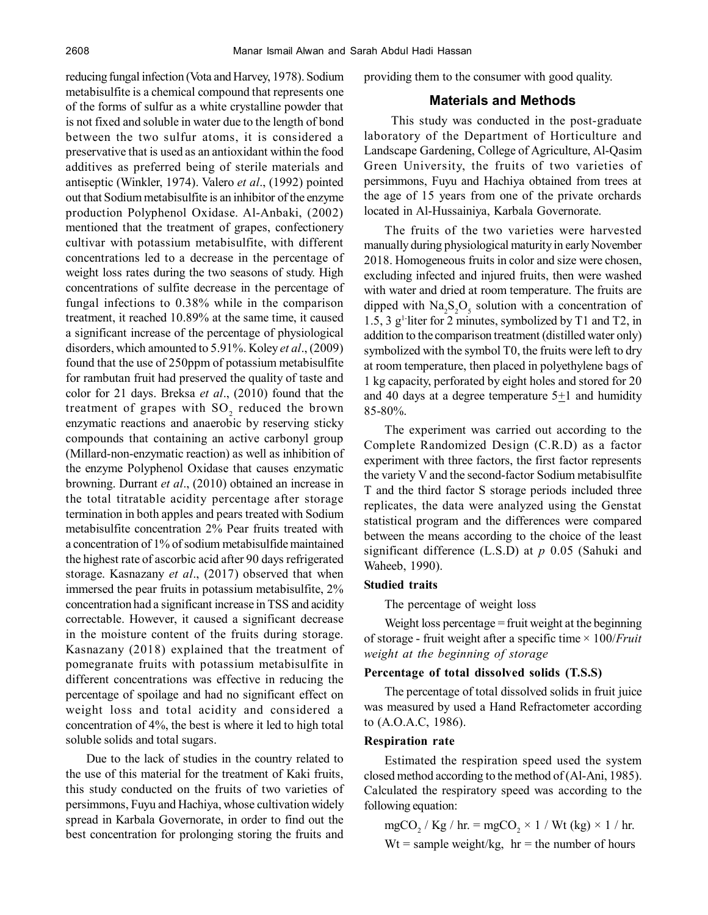reducing fungal infection (Vota and Harvey, 1978). Sodium metabisulfite is a chemical compound that represents one of the forms of sulfur as a white crystalline powder that is not fixed and soluble in water due to the length of bond between the two sulfur atoms, it is considered a preservative that is used as an antioxidant within the food additives as preferred being of sterile materials and antiseptic (Winkler, 1974). Valero *et al*., (1992) pointed out that Sodium metabisulfite is an inhibitor of the enzyme production Polyphenol Oxidase. Al-Anbaki, (2002) mentioned that the treatment of grapes, confectionery cultivar with potassium metabisulfite, with different concentrations led to a decrease in the percentage of weight loss rates during the two seasons of study. High concentrations of sulfite decrease in the percentage of fungal infections to 0.38% while in the comparison treatment, it reached 10.89% at the same time, it caused a significant increase of the percentage of physiological disorders, which amounted to 5.91%. Koley *et al*., (2009) found that the use of 250ppm of potassium metabisulfite for rambutan fruit had preserved the quality of taste and color for 21 days. Breksa *et al*., (2010) found that the treatment of grapes with $SO_2$ reduced the brown enzymatic reactions and anaerobic by reserving sticky compounds that containing an active carbonyl group (Millard-non-enzymatic reaction) as well as inhibition of the enzyme Polyphenol Oxidase that causes enzymatic browning. Durrant *et al*., (2010) obtained an increase in the total titratable acidity percentage after storage termination in both apples and pears treated with Sodium metabisulfite concentration 2% Pear fruits treated with a concentration of 1% of sodium metabisulfide maintained the highest rate of ascorbic acid after 90 days refrigerated storage. Kasnazany *et al*., (2017) observed that when immersed the pear fruits in potassium metabisulfite, 2% concentration had a significant increase in TSS and acidity correctable. However, it caused a significant decrease in the moisture content of the fruits during storage. Kasnazany (2018) explained that the treatment of pomegranate fruits with potassium metabisulfite in different concentrations was effective in reducing the percentage of spoilage and had no significant effect on weight loss and total acidity and considered a concentration of 4%, the best is where it led to high total soluble solids and total sugars.

Due to the lack of studies in the country related to the use of this material for the treatment of Kaki fruits, this study conducted on the fruits of two varieties of persimmons, Fuyu and Hachiya, whose cultivation widely spread in Karbala Governorate, in order to find out the best concentration for prolonging storing the fruits and providing them to the consumer with good quality.

## Materials and Methods

This study was conducted in the post-graduate laboratory of the Department of Horticulture and Landscape Gardening, College of Agriculture, Al-Qasim Green University, the fruits of two varieties of persimmons, Fuyu and Hachiya obtained from trees at the age of 15 years from one of the private orchards located in Al-Hussainiya, Karbala Governorate.

The fruits of the two varieties were harvested manually during physiological maturity in early November 2018. Homogeneous fruits in color and size were chosen, excluding infected and injured fruits, then were washed with water and dried at room temperature. The fruits are dipped with $Na_2S_2O_5$ solution with a concentration of 1.5, 3 $g^{1-}$liter for 2 minutes, symbolized by T1 and T2, in addition to the comparison treatment (distilled water only) symbolized with the symbol T0, the fruits were left to dry at room temperature, then placed in polyethylene bags of 1 kg capacity, perforated by eight holes and stored for 20 and 40 days at a degree temperature $5 \pm 1$ and humidity 85-80%.

The experiment was carried out according to the Complete Randomized Design (C.R.D) as a factor experiment with three factors, the first factor represents the variety V and the second-factor Sodium metabisulfite T and the third factor S storage periods included three replicates, the data were analyzed using the Genstat statistical program and the differences were compared between the means according to the choice of the least significant difference (L.S.D) at $p$ 0.05 (Sahuki and Waheeb, 1990).

### Studied traits

The percentage of weight loss

Weight loss percentage = fruit weight at the beginning of storage - fruit weight after a specific time × 100/*Fruit weight at the beginning of storage*

### Percentage of total dissolved solids (T.S.S)

The percentage of total dissolved solids in fruit juice was measured by used a Hand Refractometer according to (A.O.A.C, 1986).

### Respiration rate

Estimated the respiration speed used the system closed method according to the method of (Al-Ani, 1985). Calculated the respiratory speed was according to the following equation:

$$mgCO_2 / Kg / hr. = mgCO_2 \times 1 / Wt (kg) \times 1 / hr.$$

Wt = sample weight/kg, hr = the number of hours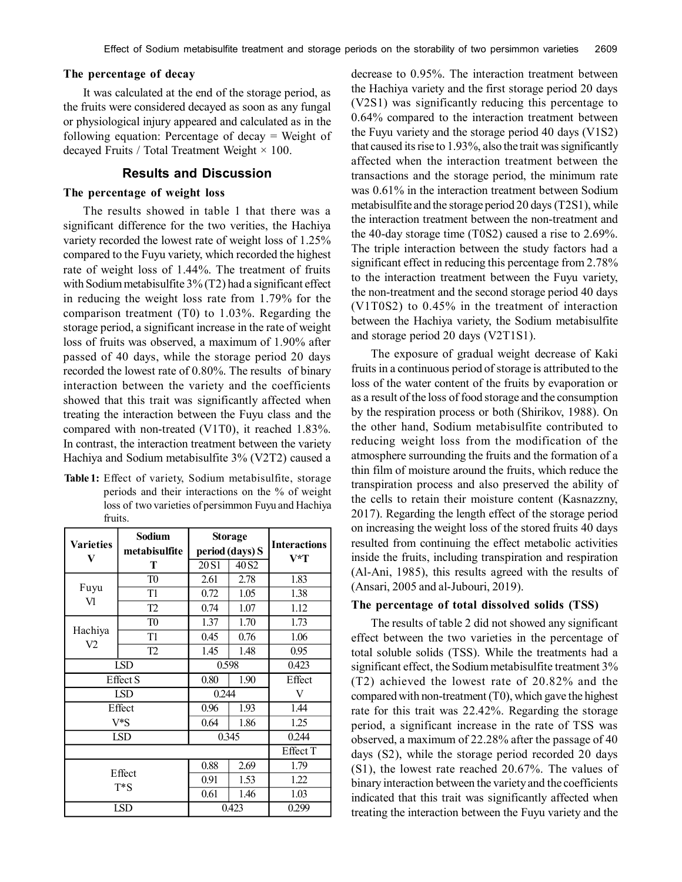### The percentage of decay

It was calculated at the end of the storage period, as the fruits were considered decayed as soon as any fungal or physiological injury appeared and calculated as in the following equation: Percentage of decay = Weight of decayed Fruits / Total Treatment Weight × 100.

## Results and Discussion

### The percentage of weight loss

The results showed in table 1 that there was a significant difference for the two verities, the Hachiya variety recorded the lowest rate of weight loss of 1.25% compared to the Fuyu variety, which recorded the highest rate of weight loss of 1.44%. The treatment of fruits with Sodium metabisulfite 3% (T2) had a significant effect in reducing the weight loss rate from 1.79% for the comparison treatment (T0) to 1.03%. Regarding the storage period, a significant increase in the rate of weight loss of fruits was observed, a maximum of 1.90% after passed of 40 days, while the storage period 20 days recorded the lowest rate of 0.80%. The results of binary interaction between the variety and the coefficients showed that this trait was significantly affected when treating the interaction between the Fuyu class and the compared with non-treated (V1T0), it reached 1.83%. In contrast, the interaction treatment between the variety Hachiya and Sodium metabisulfite 3% (V2T2) caused a decrease to 0.95%. The interaction treatment between the Hachiya variety and the first storage period 20 days (V2S1) was significantly reducing this percentage to 0.64% compared to the interaction treatment between the Fuyu variety and the storage period 40 days (V1S2) that caused its rise to 1.93%, also the trait was significantly affected when the interaction treatment between the transactions and the storage period, the minimum rate was 0.61% in the interaction treatment between Sodium metabisulfite and the storage period 20 days (T2S1), while the interaction treatment between the non-treatment and the 40-day storage time (T0S2) caused a rise to 2.69%. The triple interaction between the study factors had a significant effect in reducing this percentage from 2.78% to the interaction treatment between the Fuyu variety, the non-treatment and the second storage period 40 days (V1T0S2) to 0.45% in the treatment of interaction between the Hachiya variety, the Sodium metabisulfite and storage period 20 days (V2T1S1).

**Table 1:** Effect of variety, Sodium metabisulfite, storage periods and their interactions on the % of weight loss of two varieties of persimmon Fuyu and Hachiya fruits.

| Varieties V | Sodium metabisulfite T | Storage period (days) S | | Interactions V*T |
|---|---|---|---|---|
| | | 20 S1 | 40 S2 | |
| Fuyu Vl | T0 | 2.61 | 2.78 | 1.83 |
| | T1 | 0.72 | 1.05 | 1.38 |
| | T2 | 0.74 | 1.07 | 1.12 |
| Hachiya V2 | T0 | 1.37 | 1.70 | 1.73 |
| | T1 | 0.45 | 0.76 | 1.06 |
| | T2 | 1.45 | 1.48 | 0.95 |
| LSD | | 0.598 | | 0.423 |
| Effect S | | 0.80 | 1.90 | Effect V |
| LSD | | 0.244 | | |
| Effect V*S | | 0.96 | 1.93 | 1.44 |
| | | 0.64 | 1.86 | 1.25 |
| LSD | | 0.345 | | 0.244 |
| | | | | Effect T |
| Effect T*S | | 0.88 | 2.69 | 1.79 |
| | | 0.91 | 1.53 | 1.22 |
| | | 0.61 | 1.46 | 1.03 |
| LSD | | 0.423 | | 0.299 |

The exposure of gradual weight decrease of Kaki fruits in a continuous period of storage is attributed to the loss of the water content of the fruits by evaporation or as a result of the loss of food storage and the consumption by the respiration process or both (Shirikov, 1988). On the other hand, Sodium metabisulfite contributed to reducing weight loss from the modification of the atmosphere surrounding the fruits and the formation of a thin film of moisture around the fruits, which reduce the transpiration process and also preserved the ability of the cells to retain their moisture content (Kasnazzny, 2017). Regarding the length effect of the storage period on increasing the weight loss of the stored fruits 40 days resulted from continuing the effect metabolic activities inside the fruits, including transpiration and respiration (Al-Ani, 1985), this results agreed with the results of (Ansari, 2005 and al-Jubouri, 2019).

### The percentage of total dissolved solids (TSS)

The results of table 2 did not showed any significant effect between the two varieties in the percentage of total soluble solids (TSS). While the treatments had a significant effect, the Sodium metabisulfite treatment 3% (T2) achieved the lowest rate of 20.82% and the compared with non-treatment (T0), which gave the highest rate for this trait was 22.42%. Regarding the storage period, a significant increase in the rate of TSS was observed, a maximum of 22.28% after the passage of 40 days (S2), while the storage period recorded 20 days (S1), the lowest rate reached 20.67%. The values of binary interaction between the variety and the coefficients indicated that this trait was significantly affected when treating the interaction between the Fuyu variety and the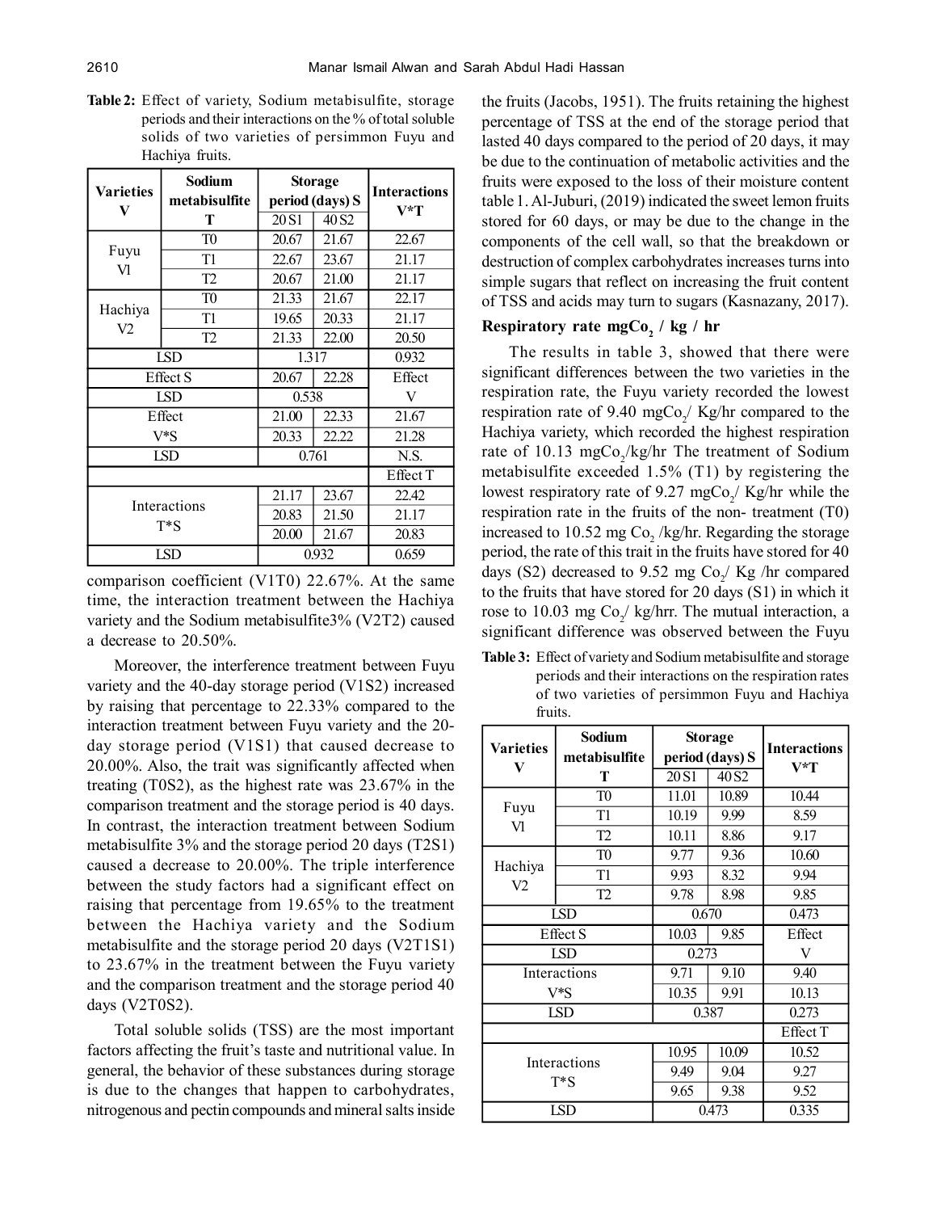**Table 2:** Effect of variety, Sodium metabisulfite, storage periods and their interactions on the % of total soluble solids of two varieties of persimmon Fuyu and Hachiya fruits.

| Varieties V | Sodium metabisulfite T | Storage period (days) S | | Interactions V*T |
|---|---|---|---|---|
| | | 20 S1 | 40 S2 | |
| Fuyu Vl | T0 | 20.67 | 21.67 | 22.67 |
| | T1 | 22.67 | 23.67 | 21.17 |
| | T2 | 20.67 | 21.00 | 21.17 |
| Hachiya V2 | T0 | 21.33 | 21.67 | 22.17 |
| | T1 | 19.65 | 20.33 | 21.17 |
| | T2 | 21.33 | 22.00 | 20.50 |
| LSD | | 1.317 | | 0.932 |
| Effect S | | 20.67 | 22.28 | Effect V |
| LSD | | 0.538 | | |
| Effect V*S | | 21.00 | 22.33 | 21.67 |
| | | 20.33 | 22.22 | 21.28 |
| LSD | | 0.761 | | N.S. |
| | | | | Effect T |
| Interactions T*S | | 21.17 | 23.67 | 22.42 |
| | | 20.83 | 21.50 | 21.17 |
| | | 20.00 | 21.67 | 20.83 |
| LSD | | 0.932 | | 0.659 |

comparison coefficient (V1T0) 22.67%. At the same time, the interaction treatment between the Hachiya variety and the Sodium metabisulfite3% (V2T2) caused a decrease to 20.50%.

Moreover, the interference treatment between Fuyu variety and the 40-day storage period (V1S2) increased by raising that percentage to 22.33% compared to the interaction treatment between Fuyu variety and the 20-day storage period (V1S1) that caused decrease to 20.00%. Also, the trait was significantly affected when treating (T0S2), as the highest rate was 23.67% in the comparison treatment and the storage period is 40 days. In contrast, the interaction treatment between Sodium metabisulfite 3% and the storage period 20 days (T2S1) caused a decrease to 20.00%. The triple interference between the study factors had a significant effect on raising that percentage from 19.65% to the treatment between the Hachiya variety and the Sodium metabisulfite and the storage period 20 days (V2T1S1) to 23.67% in the treatment between the Fuyu variety and the comparison treatment and the storage period 40 days (V2T0S2).

Total soluble solids (TSS) are the most important factors affecting the fruit's taste and nutritional value. In general, the behavior of these substances during storage is due to the changes that happen to carbohydrates, nitrogenous and pectin compounds and mineral salts inside the fruits (Jacobs, 1951). The fruits retaining the highest percentage of TSS at the end of the storage period that lasted 40 days compared to the period of 20 days, it may be due to the continuation of metabolic activities and the fruits were exposed to the loss of their moisture content table 1. Al-Juburi, (2019) indicated the sweet lemon fruits stored for 60 days, or may be due to the change in the components of the cell wall, so that the breakdown or destruction of complex carbohydrates increases turns into simple sugars that reflect on increasing the fruit content of TSS and acids may turn to sugars (Kasnazany, 2017).

### Respiratory rate mgCo$_2$ / kg / hr

The results in table 3, showed that there were significant differences between the two varieties in the respiration rate, the Fuyu variety recorded the lowest respiration rate of 9.40 mgCo$_2$/ Kg/hr compared to the Hachiya variety, which recorded the highest respiration rate of 10.13 mgCo$_2$/kg/hr The treatment of Sodium metabisulfite exceeded 1.5% (T1) by registering the lowest respiratory rate of 9.27 mgCo$_2$/ Kg/hr while the respiration rate in the fruits of the non- treatment (T0) increased to 10.52 mg Co$_2$ /kg/hr. Regarding the storage period, the rate of this trait in the fruits have stored for 40 days (S2) decreased to 9.52 mg Co$_2$/ Kg /hr compared to the fruits that have stored for 20 days (S1) in which it rose to 10.03 mg Co$_2$/ kg/hrr. The mutual interaction, a significant difference was observed between the Fuyu

**Table 3:** Effect of variety and Sodium metabisulfite and storage periods and their interactions on the respiration rates of two varieties of persimmon Fuyu and Hachiya fruits.

| Varieties V | Sodium metabisulfite T | Storage period (days) S | | Interactions V*T |
|---|---|---|---|---|
| | | 20 S1 | 40 S2 | |
| Fuyu Vl | T0 | 11.01 | 10.89 | 10.44 |
| | T1 | 10.19 | 9.99 | 8.59 |
| | T2 | 10.11 | 8.86 | 9.17 |
| Hachiya V2 | T0 | 9.77 | 9.36 | 10.60 |
| | T1 | 9.93 | 8.32 | 9.94 |
| | T2 | 9.78 | 8.98 | 9.85 |
| LSD | | 0.670 | | 0.473 |
| Effect S | | 10.03 | 9.85 | Effect V |
| LSD | | 0.273 | | |
| Interactions V*S | | 9.71 | 9.10 | 9.40 |
| | | 10.35 | 9.91 | 10.13 |
| LSD | | 0.387 | | 0.273 |
| | | | | Effect T |
| Interactions T*S | | 10.95 | 10.09 | 10.52 |
| | | 9.49 | 9.04 | 9.27 |
| | | 9.65 | 9.38 | 9.52 |
| LSD | | 0.473 | | 0.335 |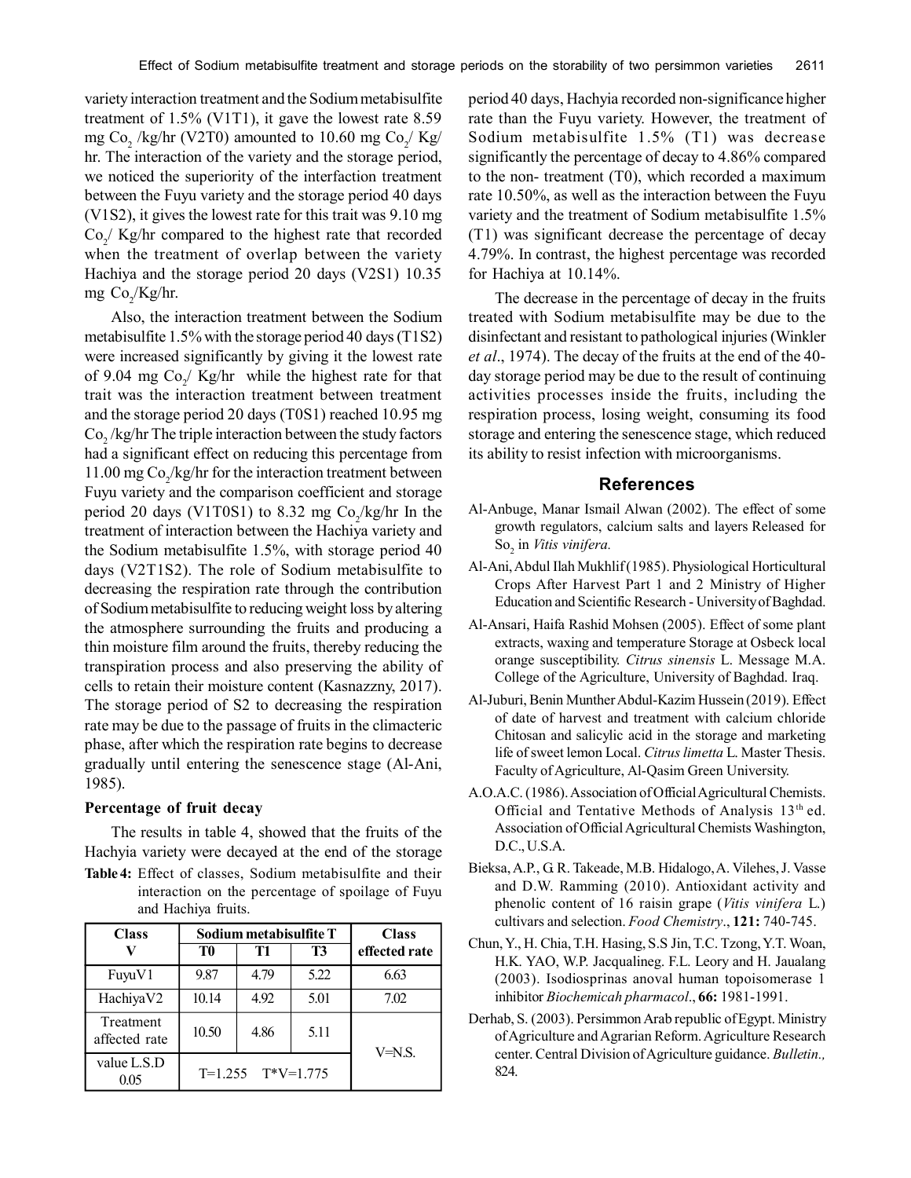variety interaction treatment and the Sodium metabisulfite treatment of 1.5% (V1T1), it gave the lowest rate 8.59 mg $Co_2$ /kg/hr (V2T0) amounted to 10.60 mg $Co_2$/ Kg/ hr. The interaction of the variety and the storage period, we noticed the superiority of the interfaction treatment between the Fuyu variety and the storage period 40 days (V1S2), it gives the lowest rate for this trait was 9.10 mg $Co_2$/ Kg/hr compared to the highest rate that recorded when the treatment of overlap between the variety Hachiya and the storage period 20 days (V2S1) 10.35 mg $Co_2$/Kg/hr.

Also, the interaction treatment between the Sodium metabisulfite 1.5% with the storage period 40 days (T1S2) were increased significantly by giving it the lowest rate of 9.04 mg $Co_2$/ Kg/hr while the highest rate for that trait was the interaction treatment between treatment and the storage period 20 days (T0S1) reached 10.95 mg $Co_2$ /kg/hr The triple interaction between the study factors had a significant effect on reducing this percentage from 11.00 mg $Co_2$/kg/hr for the interaction treatment between Fuyu variety and the comparison coefficient and storage period 20 days (V1T0S1) to 8.32 mg $Co_2$/kg/hr In the treatment of interaction between the Hachiya variety and the Sodium metabisulfite 1.5%, with storage period 40 days (V2T1S2). The role of Sodium metabisulfite to decreasing the respiration rate through the contribution of Sodium metabisulfite to reducing weight loss by altering the atmosphere surrounding the fruits and producing a thin moisture film around the fruits, thereby reducing the transpiration process and also preserving the ability of cells to retain their moisture content (Kasnazzny, 2017). The storage period of S2 to decreasing the respiration rate may be due to the passage of fruits in the climacteric phase, after which the respiration rate begins to decrease gradually until entering the senescence stage (Al-Ani, 1985).

### Percentage of fruit decay

The results in table 4, showed that the fruits of the Hachyia variety were decayed at the end of the storage period 40 days, Hachyia recorded non-significance higher rate than the Fuyu variety. However, the treatment of Sodium metabisulfite 1.5% (T1) was decrease significantly the percentage of decay to 4.86% compared to the non- treatment (T0), which recorded a maximum rate 10.50%, as well as the interaction between the Fuyu variety and the treatment of Sodium metabisulfite 1.5% (T1) was significant decrease the percentage of decay 4.79%. In contrast, the highest percentage was recorded for Hachiya at 10.14%.

**Table 4:** Effect of classes, Sodium metabisulfite and their interaction on the percentage of spoilage of Fuyu and Hachiya fruits.

| Class V | Sodium metabisulfite T | | | Class effected rate |
|---|---|---|---|---|
| | T0 | T1 | T3 | |
| FuyuV1 | 9.87 | 4.79 | 5.22 | 6.63 |
| HachiyaV2 | 10.14 | 4.92 | 5.01 | 7.02 |
| Treatment affected rate | 10.50 | 4.86 | 5.11 | V=N.S. |
| value L.S.D 0.05 | T=1.255 T*V=1.775 | | | |

The decrease in the percentage of decay in the fruits treated with Sodium metabisulfite may be due to the disinfectant and resistant to pathological injuries (Winkler *et al*., 1974). The decay of the fruits at the end of the 40-day storage period may be due to the result of continuing activities processes inside the fruits, including the respiration process, losing weight, consuming its food storage and entering the senescence stage, which reduced its ability to resist infection with microorganisms.

## References

Al-Anbuge, Manar Ismail Alwan (2002). The effect of some growth regulators, calcium salts and layers Released for $So_2$ in *Vitis vinifera.*

Al-Ani, Abdul Ilah Mukhlif (1985). Physiological Horticultural Crops After Harvest Part 1 and 2 Ministry of Higher Education and Scientific Research - University of Baghdad.

Al-Ansari, Haifa Rashid Mohsen (2005). Effect of some plant extracts, waxing and temperature Storage at Osbeck local orange susceptibility. *Citrus sinensis* L. Message M.A. College of the Agriculture, University of Baghdad. Iraq.

Al-Juburi, Benin Munther Abdul-Kazim Hussein (2019). Effect of date of harvest and treatment with calcium chloride Chitosan and salicylic acid in the storage and marketing life of sweet lemon Local. *Citrus limetta* L. Master Thesis. Faculty of Agriculture, Al-Qasim Green University.

A.O.A.C. (1986). Association of Official Agricultural Chemists. Official and Tentative Methods of Analysis 13th ed. Association of Official Agricultural Chemists Washington, D.C., U.S.A.

Bieksa, A.P., G R. Takeade, M.B. Hidalogo, A. Vilehes, J. Vasse and D.W. Ramming (2010). Antioxidant activity and phenolic content of 16 raisin grape (*Vitis vinifera* L.) cultivars and selection. *Food Chemistry*., **121:** 740-745.

Chun, Y., H. Chia, T.H. Hasing, S.S Jin, T.C. Tzong, Y.T. Woan, H.K. YAO, W.P. Jacqualineg. F.L. Leory and H. Jaualang (2003). Isodiosprinas anoval human topoisomerase 1 inhibitor *Biochemicah pharmacol*., **66:** 1981-1991.

Derhab, S. (2003). Persimmon Arab republic of Egypt. Ministry of Agriculture and Agrarian Reform. Agriculture Research center. Central Division of Agriculture guidance. *Bulletin.,* 824.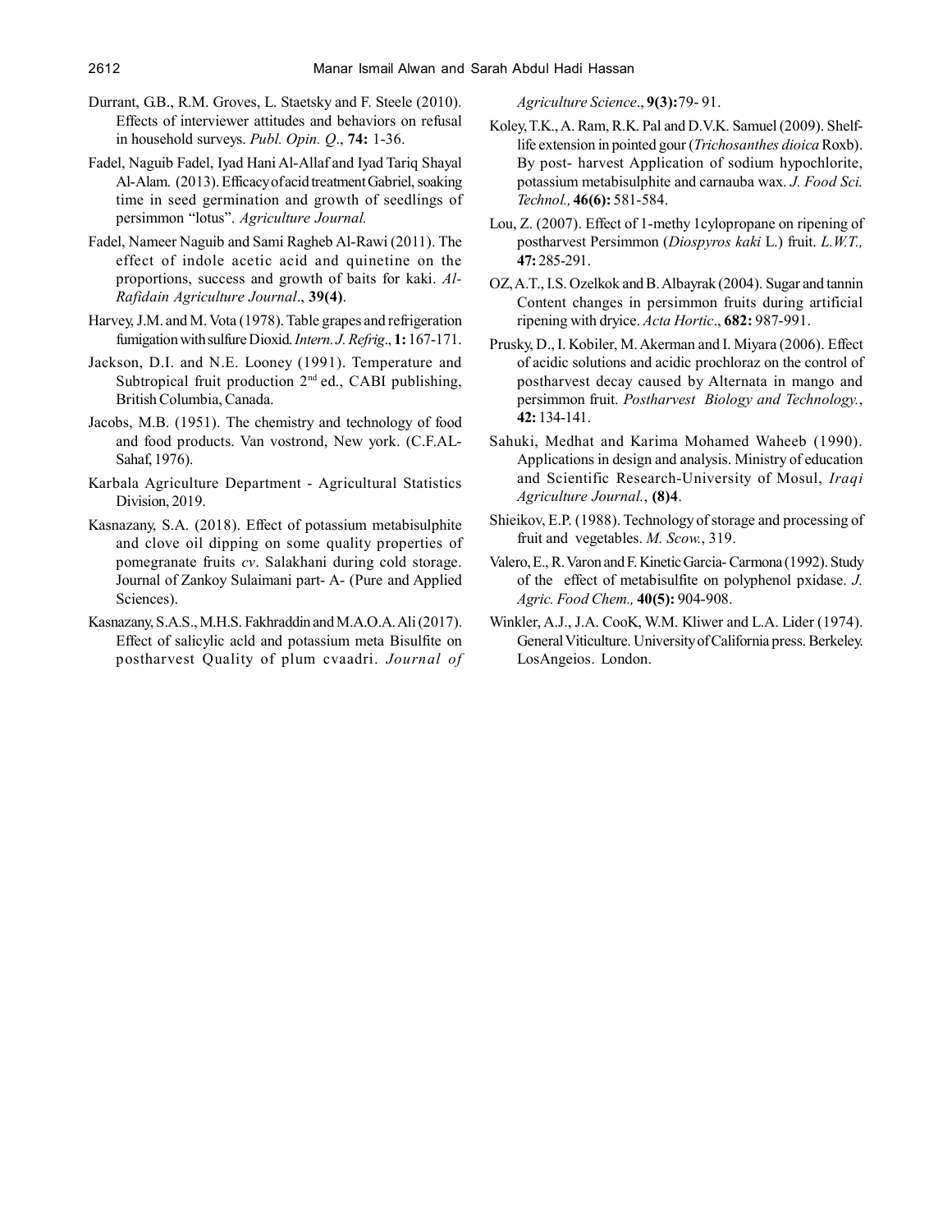Durrant, G.B., R.M. Groves, L. Staetsky and F. Steele (2010). Effects of interviewer attitudes and behaviors on refusal in household surveys. *Publ. Opin. Q*., **74:** 1-36.

Fadel, Naguib Fadel, Iyad Hani Al-Allaf and Iyad Tariq Shayal Al-Alam. (2013). Efficacy of acid treatment Gabriel, soaking time in seed germination and growth of seedlings of persimmon "lotus". *Agriculture Journal.*

Fadel, Nameer Naguib and Sami Ragheb Al-Rawi (2011). The effect of indole acetic acid and quinetine on the proportions, success and growth of baits for kaki. *Al-Rafidain Agriculture Journal*., **39(4)**.

Harvey, J.M. and M. Vota (1978). Table grapes and refrigeration fumigation with sulfure Dioxid. *Intern. J. Refrig*., **1:** 167-171.

Jackson, D.I. and N.E. Looney (1991). Temperature and Subtropical fruit production 2[nd] ed., CABI publishing, British Columbia, Canada.

Jacobs, M.B. (1951). The chemistry and technology of food and food products. Van vostrond, New york. (C.F.AL-Sahaf, 1976).

Karbala Agriculture Department - Agricultural Statistics Division, 2019.

Kasnazany, S.A. (2018). Effect of potassium metabisulphite and clove oil dipping on some quality properties of pomegranate fruits *cv*. Salakhani during cold storage. Journal of Zankoy Sulaimani part- A- (Pure and Applied Sciences).

Kasnazany, S.A.S., M.H.S. Fakhraddin and M.A.O.A. Ali (2017). Effect of salicylic acld and potassium meta Bisulfite on postharvest Quality of plum cvaadri. *Journal of Agriculture Science*., **9(3):**79- 91.

Koley, T.K., A. Ram, R.K. Pal and D.V.K. Samuel (2009). Shelf-life extension in pointed gour (*Trichosanthes dioica* Roxb). By post- harvest Application of sodium hypochlorite, potassium metabisulphite and carnauba wax. *J. Food Sci. Technol.,* **46(6):** 581-584.

Lou, Z. (2007). Effect of 1-methy 1cylopropane on ripening of postharvest Persimmon (*Diospyros kaki* L.) fruit. *L.W.T.,* **47:** 285-291.

OZ, A.T., I.S. Ozelkok and B. Albayrak (2004). Sugar and tannin Content changes in persimmon fruits during artificial ripening with dryice. *Acta Hortic*., **682:** 987-991.

Prusky, D., I. Kobiler, M. Akerman and I. Miyara (2006). Effect of acidic solutions and acidic prochloraz on the control of postharvest decay caused by Alternata in mango and persimmon fruit. *Postharvest Biology and Technology.*, **42:** 134-141.

Sahuki, Medhat and Karima Mohamed Waheeb (1990). Applications in design and analysis. Ministry of education and Scientific Research-University of Mosul, *Iraqi Agriculture Journal.*, **(8)4**.

Shieikov, E.P. (1988). Technology of storage and processing of fruit and vegetables. *M. Scow.*, 319.

Valero, E., R. Varon and F. Kinetic Garcia- Carmona (1992). Study of the effect of metabisulfite on polyphenol pxidase. *J. Agric. Food Chem.,* **40(5):** 904-908.

Winkler, A.J., J.A. CooK, W.M. Kliwer and L.A. Lider (1974). General Viticulture. University of California press. Berkeley. LosAngeios. London.